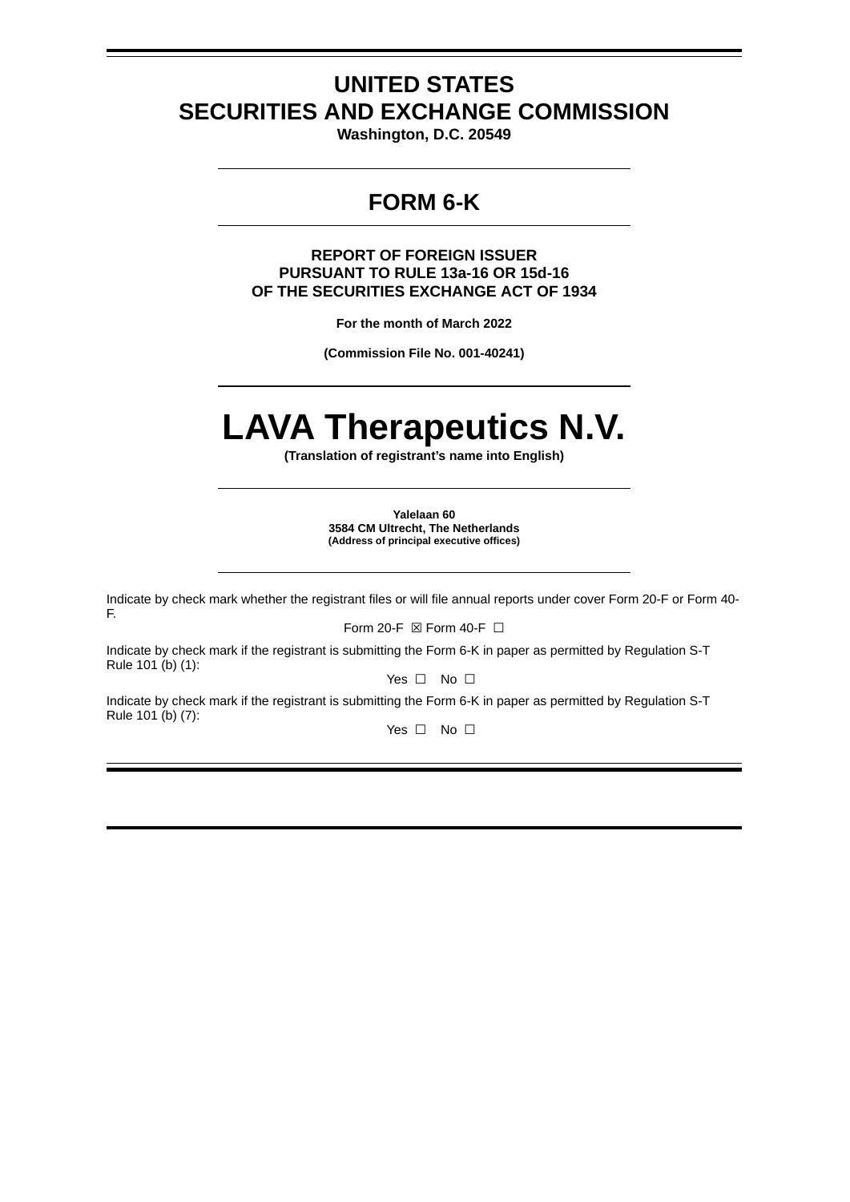# UNITED STATES
# SECURITIES AND EXCHANGE COMMISSION

**Washington, D.C. 20549**

## FORM 6-K

**REPORT OF FOREIGN ISSUER**
**PURSUANT TO RULE 13a-16 OR 15d-16**
**OF THE SECURITIES EXCHANGE ACT OF 1934**

**For the month of March 2022**

**(Commission File No. 001-40241)**

# LAVA Therapeutics N.V.

**(Translation of registrant's name into English)**

**Yalelaan 60**
**3584 CM Ultrecht, The Netherlands**
**(Address of principal executive offices)**

Indicate by check mark whether the registrant files or will file annual reports under cover Form 20-F or Form 40-F.

Form 20-F ☒ Form 40-F ☐

Indicate by check mark if the registrant is submitting the Form 6-K in paper as permitted by Regulation S-T Rule 101 (b) (1):

Yes ☐ No ☐

Indicate by check mark if the registrant is submitting the Form 6-K in paper as permitted by Regulation S-T Rule 101 (b) (7):

Yes ☐ No ☐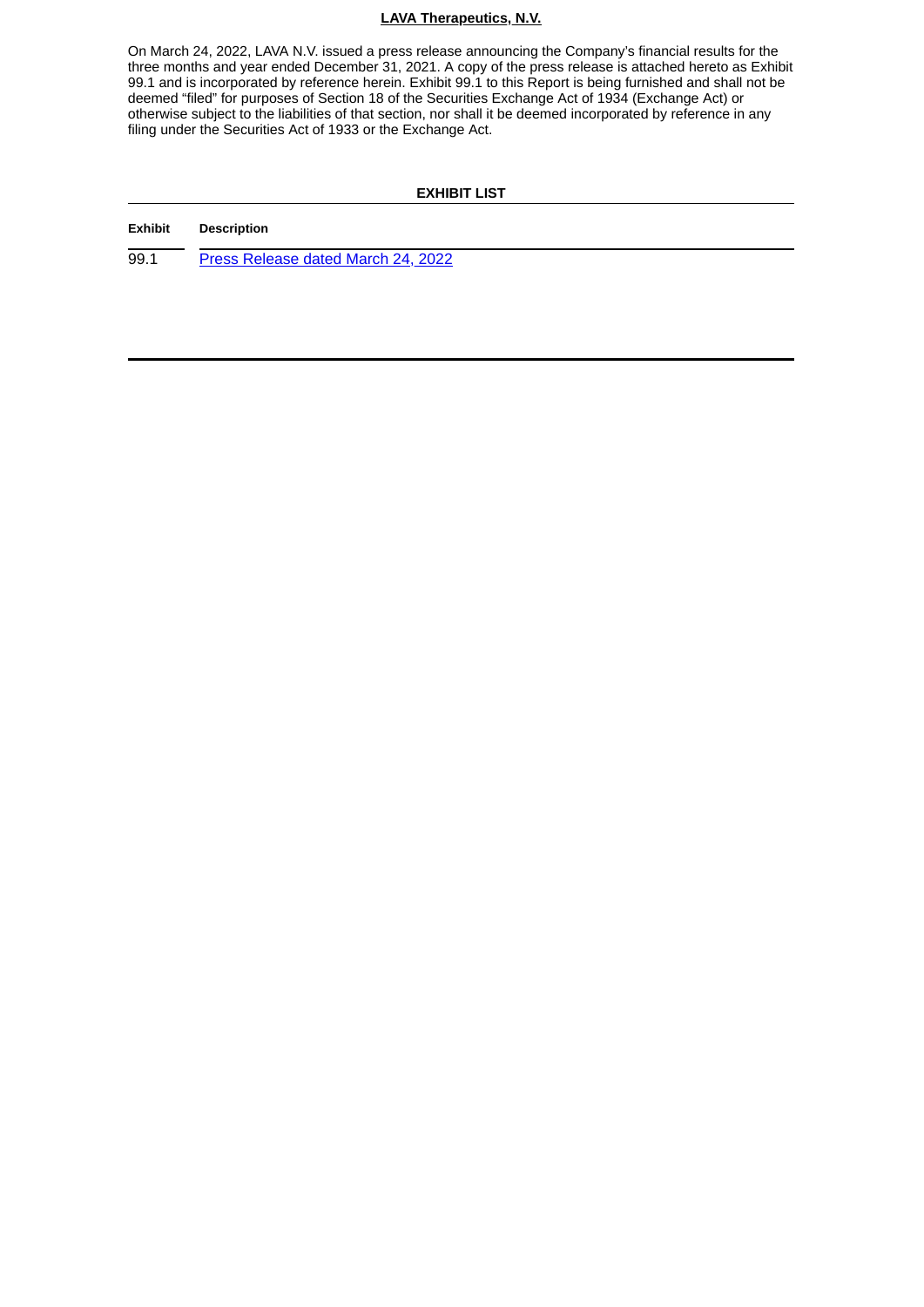**LAVA Therapeutics, N.V.**

On March 24, 2022, LAVA N.V. issued a press release announcing the Company's financial results for the three months and year ended December 31, 2021. A copy of the press release is attached hereto as Exhibit 99.1 and is incorporated by reference herein. Exhibit 99.1 to this Report is being furnished and shall not be deemed "filed" for purposes of Section 18 of the Securities Exchange Act of 1934 (Exchange Act) or otherwise subject to the liabilities of that section, nor shall it be deemed incorporated by reference in any filing under the Securities Act of 1933 or the Exchange Act.

**EXHIBIT LIST**

| Exhibit | Description |
|---|---|
| 99.1 | Press Release dated March 24, 2022 |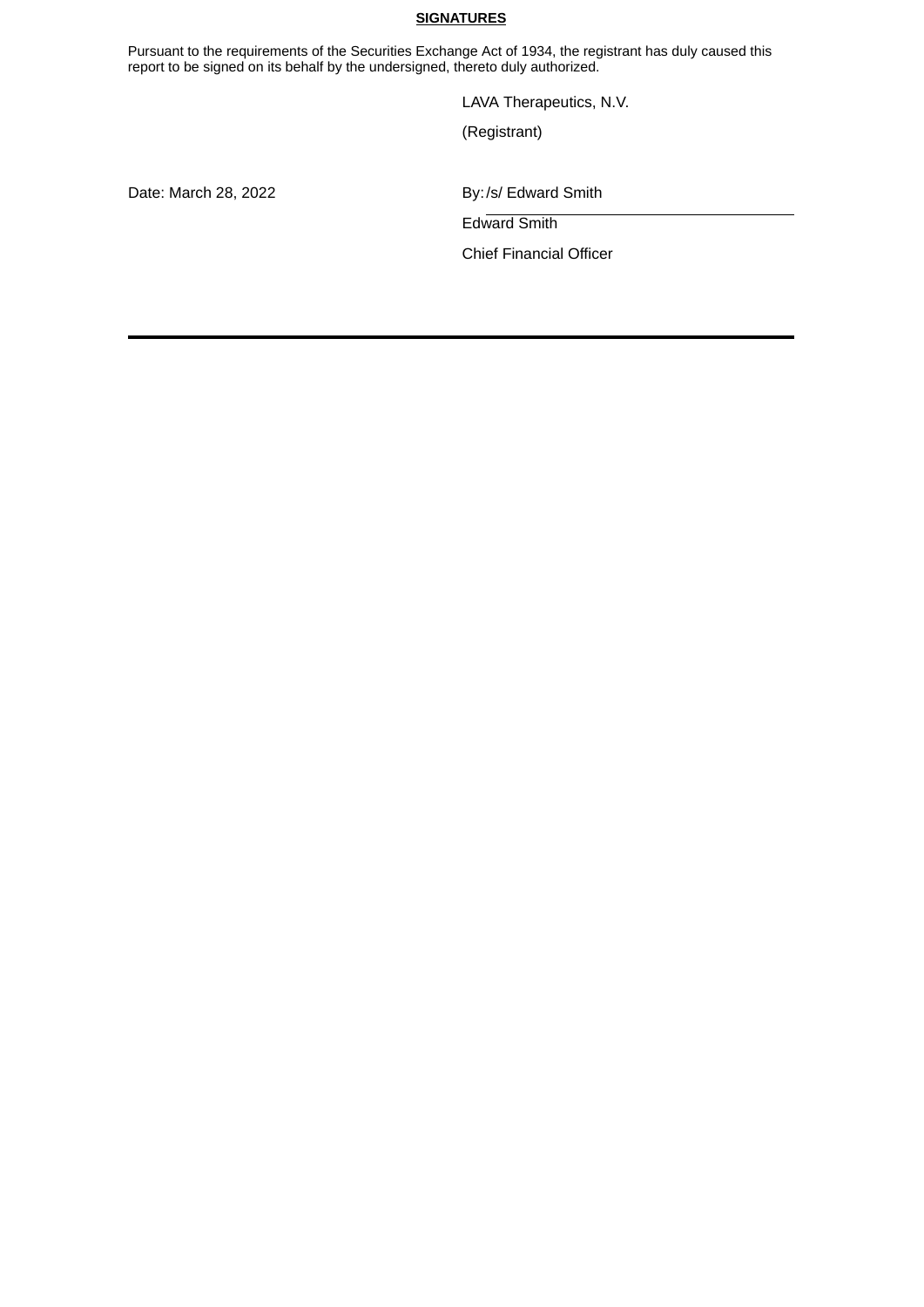**SIGNATURES**

Pursuant to the requirements of the Securities Exchange Act of 1934, the registrant has duly caused this report to be signed on its behalf by the undersigned, thereto duly authorized.

| | |
|---|---|
| | LAVA Therapeutics, N.V. |
| | (Registrant) |
| Date: March 28, 2022 | By: /s/ Edward Smith |
| | Edward Smith |
| | Chief Financial Officer |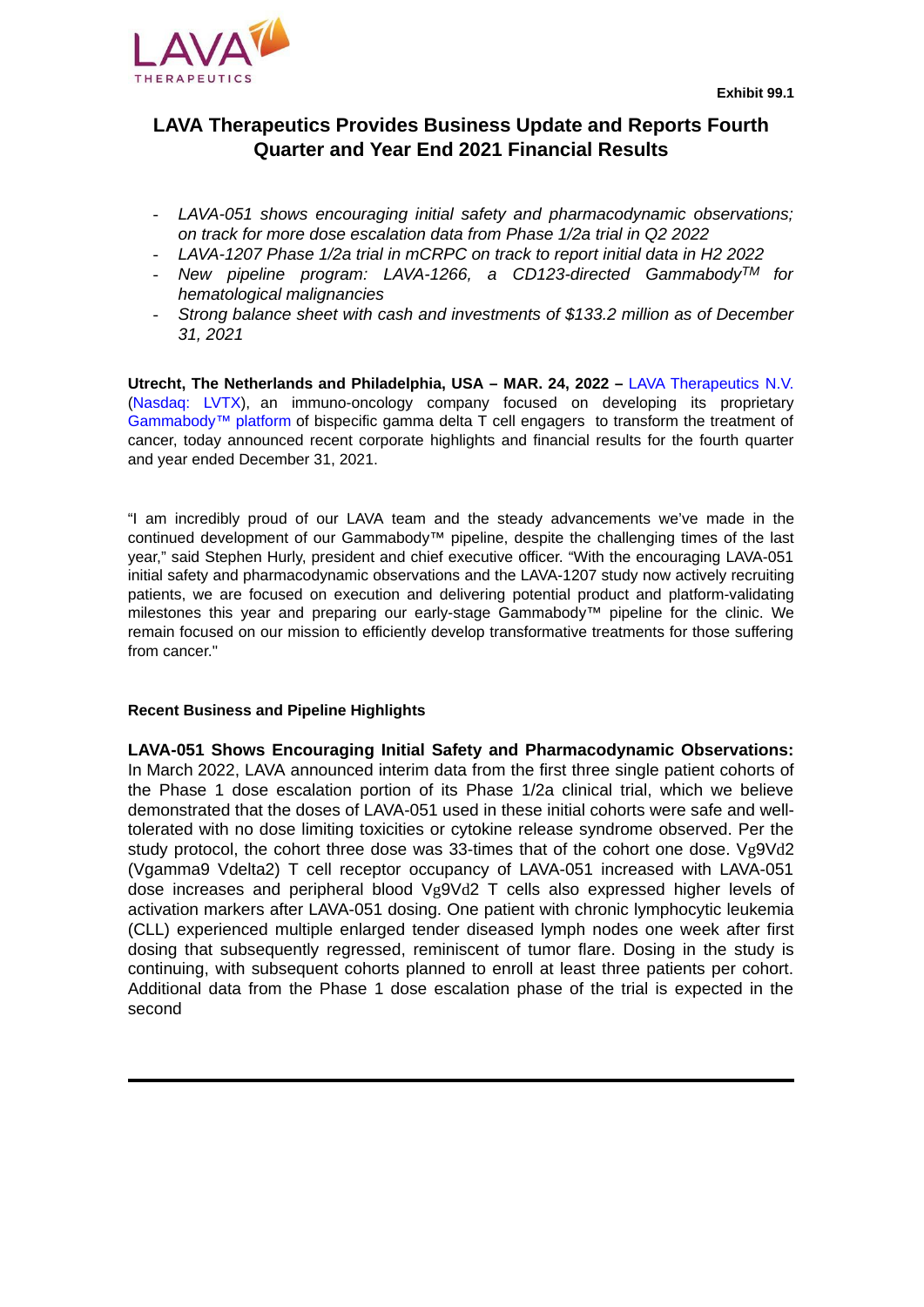Exhibit 99.1

# LAVA Therapeutics Provides Business Update and Reports Fourth Quarter and Year End 2021 Financial Results

- *LAVA-051 shows encouraging initial safety and pharmacodynamic observations; on track for more dose escalation data from Phase 1/2a trial in Q2 2022*
- *LAVA-1207 Phase 1/2a trial in mCRPC on track to report initial data in H2 2022*
- *New pipeline program: LAVA-1266, a CD123-directed Gammabody$^{TM}$ for hematological malignancies*
- *Strong balance sheet with cash and investments of $133.2 million as of December 31, 2021*

**Utrecht, The Netherlands and Philadelphia, USA – MAR. 24, 2022 –** LAVA Therapeutics N.V. (Nasdaq: LVTX), an immuno-oncology company focused on developing its proprietary Gammabody™ platform of bispecific gamma delta T cell engagers to transform the treatment of cancer, today announced recent corporate highlights and financial results for the fourth quarter and year ended December 31, 2021.

"I am incredibly proud of our LAVA team and the steady advancements we've made in the continued development of our Gammabody™ pipeline, despite the challenging times of the last year," said Stephen Hurly, president and chief executive officer. "With the encouraging LAVA-051 initial safety and pharmacodynamic observations and the LAVA-1207 study now actively recruiting patients, we are focused on execution and delivering potential product and platform-validating milestones this year and preparing our early-stage Gammabody™ pipeline for the clinic. We remain focused on our mission to efficiently develop transformative treatments for those suffering from cancer."

**Recent Business and Pipeline Highlights**

**LAVA-051 Shows Encouraging Initial Safety and Pharmacodynamic Observations:** In March 2022, LAVA announced interim data from the first three single patient cohorts of the Phase 1 dose escalation portion of its Phase 1/2a clinical trial, which we believe demonstrated that the doses of LAVA-051 used in these initial cohorts were safe and well-tolerated with no dose limiting toxicities or cytokine release syndrome observed. Per the study protocol, the cohort three dose was 33-times that of the cohort one dose. Vg9Vd2 (Vgamma9 Vdelta2) T cell receptor occupancy of LAVA-051 increased with LAVA-051 dose increases and peripheral blood Vg9Vd2 T cells also expressed higher levels of activation markers after LAVA-051 dosing. One patient with chronic lymphocytic leukemia (CLL) experienced multiple enlarged tender diseased lymph nodes one week after first dosing that subsequently regressed, reminiscent of tumor flare. Dosing in the study is continuing, with subsequent cohorts planned to enroll at least three patients per cohort. Additional data from the Phase 1 dose escalation phase of the trial is expected in the second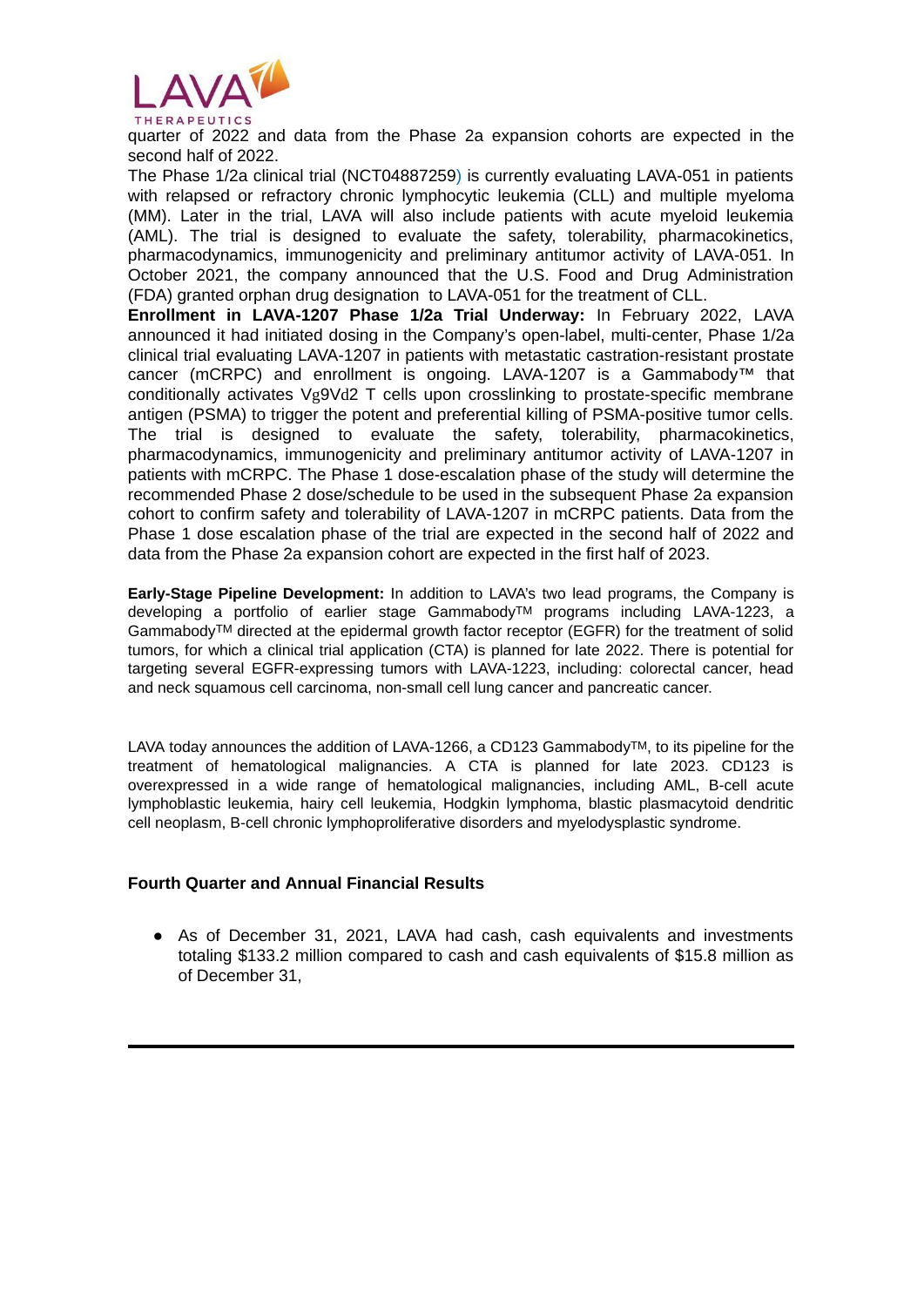quarter of 2022 and data from the Phase 2a expansion cohorts are expected in the second half of 2022.

The Phase 1/2a clinical trial (NCT04887259) is currently evaluating LAVA-051 in patients with relapsed or refractory chronic lymphocytic leukemia (CLL) and multiple myeloma (MM). Later in the trial, LAVA will also include patients with acute myeloid leukemia (AML). The trial is designed to evaluate the safety, tolerability, pharmacokinetics, pharmacodynamics, immunogenicity and preliminary antitumor activity of LAVA-051. In October 2021, the company announced that the U.S. Food and Drug Administration (FDA) granted orphan drug designation to LAVA-051 for the treatment of CLL.

**Enrollment in LAVA-1207 Phase 1/2a Trial Underway:** In February 2022, LAVA announced it had initiated dosing in the Company's open-label, multi-center, Phase 1/2a clinical trial evaluating LAVA-1207 in patients with metastatic castration-resistant prostate cancer (mCRPC) and enrollment is ongoing. LAVA-1207 is a Gammabody™ that conditionally activates Vg9Vd2 T cells upon crosslinking to prostate-specific membrane antigen (PSMA) to trigger the potent and preferential killing of PSMA-positive tumor cells. The trial is designed to evaluate the safety, tolerability, pharmacokinetics, pharmacodynamics, immunogenicity and preliminary antitumor activity of LAVA-1207 in patients with mCRPC. The Phase 1 dose-escalation phase of the study will determine the recommended Phase 2 dose/schedule to be used in the subsequent Phase 2a expansion cohort to confirm safety and tolerability of LAVA-1207 in mCRPC patients. Data from the Phase 1 dose escalation phase of the trial are expected in the second half of 2022 and data from the Phase 2a expansion cohort are expected in the first half of 2023.

**Early-Stage Pipeline Development:** In addition to LAVA's two lead programs, the Company is developing a portfolio of earlier stage Gammabody™ programs including LAVA-1223, a Gammabody™ directed at the epidermal growth factor receptor (EGFR) for the treatment of solid tumors, for which a clinical trial application (CTA) is planned for late 2022. There is potential for targeting several EGFR-expressing tumors with LAVA-1223, including: colorectal cancer, head and neck squamous cell carcinoma, non-small cell lung cancer and pancreatic cancer.

LAVA today announces the addition of LAVA-1266, a CD123 Gammabody™, to its pipeline for the treatment of hematological malignancies. A CTA is planned for late 2023. CD123 is overexpressed in a wide range of hematological malignancies, including AML, B-cell acute lymphoblastic leukemia, hairy cell leukemia, Hodgkin lymphoma, blastic plasmacytoid dendritic cell neoplasm, B-cell chronic lymphoproliferative disorders and myelodysplastic syndrome.

### Fourth Quarter and Annual Financial Results

- As of December 31, 2021, LAVA had cash, cash equivalents and investments totaling $133.2 million compared to cash and cash equivalents of $15.8 million as of December 31,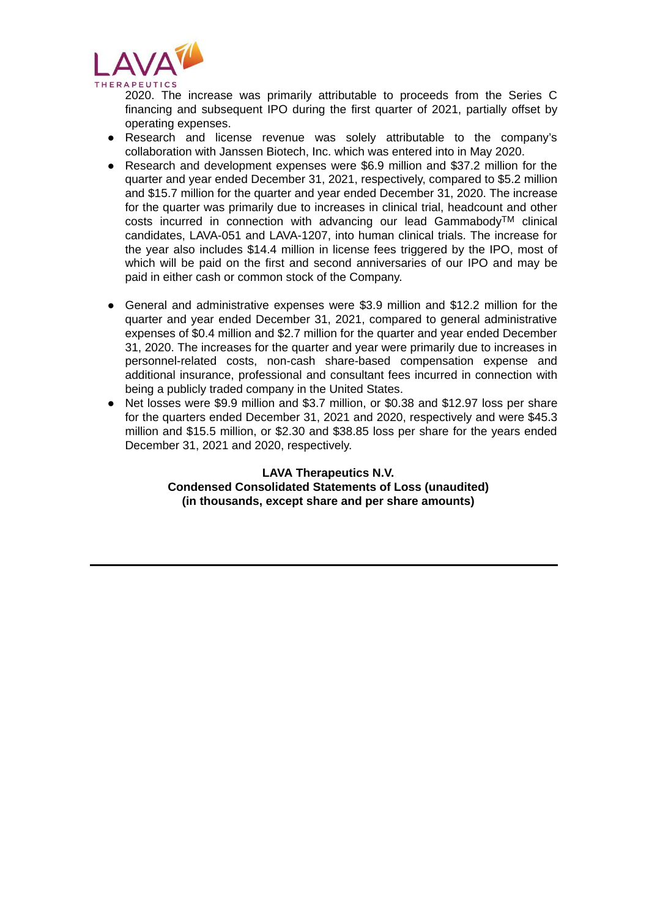2020. The increase was primarily attributable to proceeds from the Series C financing and subsequent IPO during the first quarter of 2021, partially offset by operating expenses.

- Research and license revenue was solely attributable to the company's collaboration with Janssen Biotech, Inc. which was entered into in May 2020.
- Research and development expenses were $6.9 million and $37.2 million for the quarter and year ended December 31, 2021, respectively, compared to $5.2 million and $15.7 million for the quarter and year ended December 31, 2020. The increase for the quarter was primarily due to increases in clinical trial, headcount and other costs incurred in connection with advancing our lead Gammabody™ clinical candidates, LAVA-051 and LAVA-1207, into human clinical trials. The increase for the year also includes $14.4 million in license fees triggered by the IPO, most of which will be paid on the first and second anniversaries of our IPO and may be paid in either cash or common stock of the Company.
- General and administrative expenses were $3.9 million and $12.2 million for the quarter and year ended December 31, 2021, compared to general administrative expenses of $0.4 million and $2.7 million for the quarter and year ended December 31, 2020. The increases for the quarter and year were primarily due to increases in personnel-related costs, non-cash share-based compensation expense and additional insurance, professional and consultant fees incurred in connection with being a publicly traded company in the United States.
- Net losses were $9.9 million and $3.7 million, or $0.38 and $12.97 loss per share for the quarters ended December 31, 2021 and 2020, respectively and were $45.3 million and $15.5 million, or $2.30 and $38.85 loss per share for the years ended December 31, 2021 and 2020, respectively.

**LAVA Therapeutics N.V.**
**Condensed Consolidated Statements of Loss (unaudited)**
**(in thousands, except share and per share amounts)**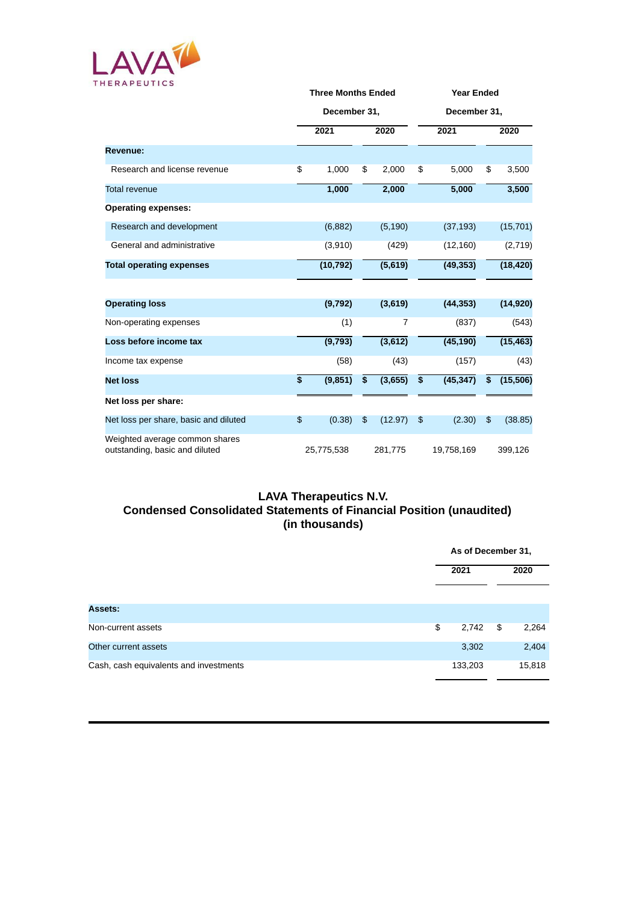LAVA THERAPEUTICS

| | Three Months Ended December 31, | | Year Ended December 31, | |
|---|---|---|---|---|
| | 2021 | 2020 | 2021 | 2020 |
| **Revenue:** | | | | |
| Research and license revenue | $ 1,000 | $ 2,000 | $ 5,000 | $ 3,500 |
| Total revenue | **1,000** | **2,000** | **5,000** | **3,500** |
| **Operating expenses:** | | | | |
| Research and development | (6,882) | (5,190) | (37,193) | (15,701) |
| General and administrative | (3,910) | (429) | (12,160) | (2,719) |
| **Total operating expenses** | **(10,792)** | **(5,619)** | **(49,353)** | **(18,420)** |
| **Operating loss** | **(9,792)** | **(3,619)** | **(44,353)** | **(14,920)** |
| Non-operating expenses | (1) | 7 | (837) | (543) |
| **Loss before income tax** | **(9,793)** | **(3,612)** | **(45,190)** | **(15,463)** |
| Income tax expense | (58) | (43) | (157) | (43) |
| **Net loss** | **$ (9,851)** | **$ (3,655)** | **$ (45,347)** | **$ (15,506)** |
| **Net loss per share:** | | | | |
| Net loss per share, basic and diluted | $ (0.38) | $ (12.97) | $ (2.30) | $ (38.85) |
| Weighted average common shares outstanding, basic and diluted | 25,775,538 | 281,775 | 19,758,169 | 399,126 |

## LAVA Therapeutics N.V.
## Condensed Consolidated Statements of Financial Position (unaudited)
## (in thousands)

| | As of December 31, | |
|---|---|---|
| | 2021 | 2020 |
| **Assets:** | | |
| Non-current assets | $ 2,742 | $ 2,264 |
| Other current assets | 3,302 | 2,404 |
| Cash, cash equivalents and investments | 133,203 | 15,818 |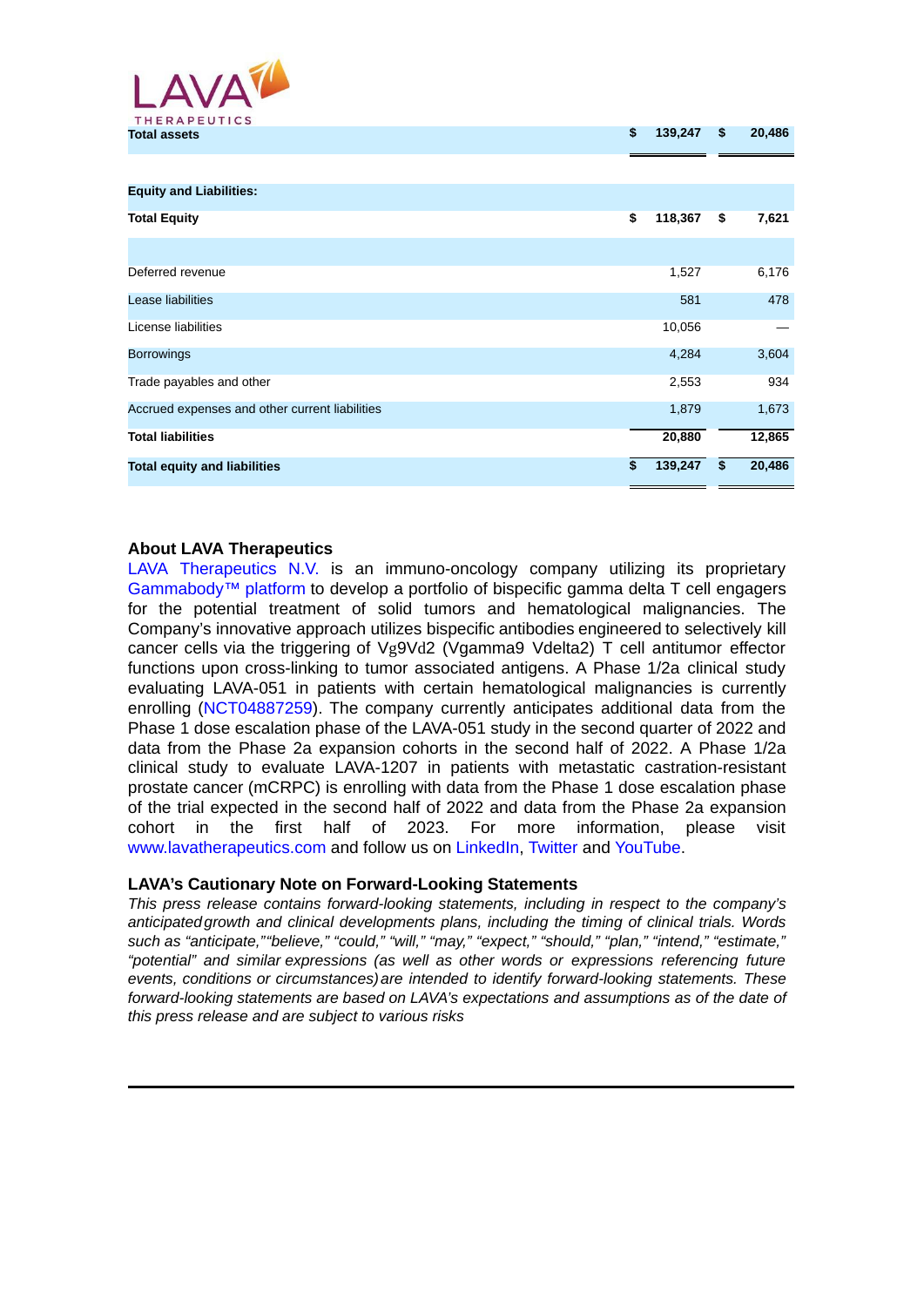| | | |
|---|---|---|
| **Total assets** | **$ 139,247** | **$ 20,486** |
| | | |
| **Equity and Liabilities:** | | |
| **Total Equity** | **$ 118,367** | **$ 7,621** |
| | | |
| Deferred revenue | 1,527 | 6,176 |
| Lease liabilities | 581 | 478 |
| License liabilities | 10,056 | — |
| Borrowings | 4,284 | 3,604 |
| Trade payables and other | 2,553 | 934 |
| Accrued expenses and other current liabilities | 1,879 | 1,673 |
| **Total liabilities** | **20,880** | **12,865** |
| **Total equity and liabilities** | **$ 139,247** | **$ 20,486** |

### About LAVA Therapeutics

LAVA Therapeutics N.V. is an immuno-oncology company utilizing its proprietary Gammabody™ platform to develop a portfolio of bispecific gamma delta T cell engagers for the potential treatment of solid tumors and hematological malignancies. The Company's innovative approach utilizes bispecific antibodies engineered to selectively kill cancer cells via the triggering of Vg9Vd2 (Vgamma9 Vdelta2) T cell antitumor effector functions upon cross-linking to tumor associated antigens. A Phase 1/2a clinical study evaluating LAVA-051 in patients with certain hematological malignancies is currently enrolling (NCT04887259). The company currently anticipates additional data from the Phase 1 dose escalation phase of the LAVA-051 study in the second quarter of 2022 and data from the Phase 2a expansion cohorts in the second half of 2022. A Phase 1/2a clinical study to evaluate LAVA-1207 in patients with metastatic castration-resistant prostate cancer (mCRPC) is enrolling with data from the Phase 1 dose escalation phase of the trial expected in the second half of 2022 and data from the Phase 2a expansion cohort in the first half of 2023. For more information, please visit www.lavatherapeutics.com and follow us on LinkedIn, Twitter and YouTube.

### LAVA's Cautionary Note on Forward-Looking Statements

*This press release contains forward-looking statements, including in respect to the company's anticipated growth and clinical developments plans, including the timing of clinical trials. Words such as "anticipate," "believe," "could," "will," "may," "expect," "should," "plan," "intend," "estimate," "potential" and similar expressions (as well as other words or expressions referencing future events, conditions or circumstances) are intended to identify forward-looking statements. These forward-looking statements are based on LAVA's expectations and assumptions as of the date of this press release and are subject to various risks*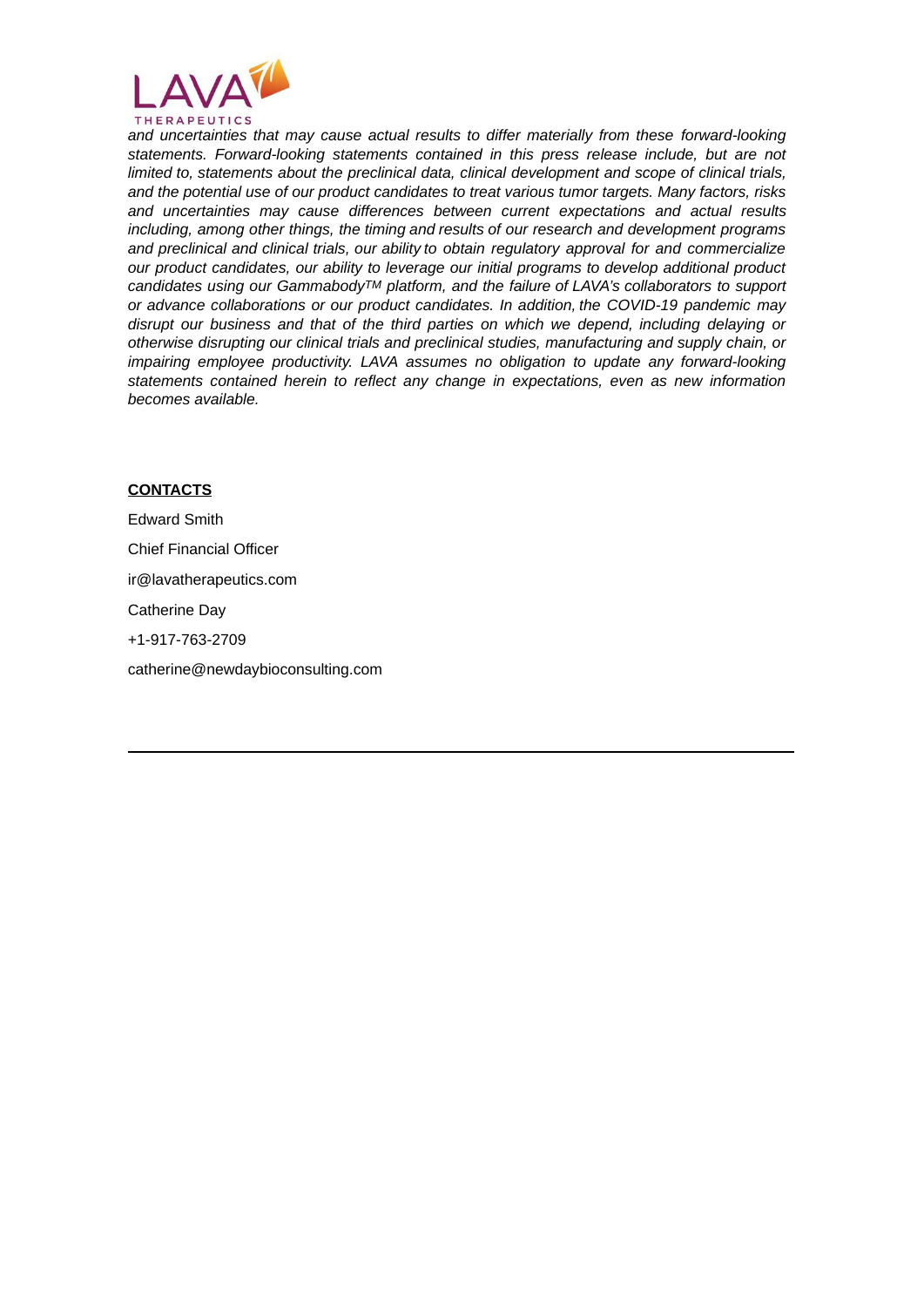*and uncertainties that may cause actual results to differ materially from these forward-looking statements. Forward-looking statements contained in this press release include, but are not limited to, statements about the preclinical data, clinical development and scope of clinical trials, and the potential use of our product candidates to treat various tumor targets. Many factors, risks and uncertainties may cause differences between current expectations and actual results including, among other things, the timing and results of our research and development programs and preclinical and clinical trials, our ability to obtain regulatory approval for and commercialize our product candidates, our ability to leverage our initial programs to develop additional product candidates using our Gammabody™ platform, and the failure of LAVA's collaborators to support or advance collaborations or our product candidates. In addition, the COVID-19 pandemic may disrupt our business and that of the third parties on which we depend, including delaying or otherwise disrupting our clinical trials and preclinical studies, manufacturing and supply chain, or impairing employee productivity. LAVA assumes no obligation to update any forward-looking statements contained herein to reflect any change in expectations, even as new information becomes available.*

**CONTACTS**

Edward Smith

Chief Financial Officer

ir@lavatherapeutics.com

Catherine Day

+1-917-763-2709

catherine@newdaybioconsulting.com

---